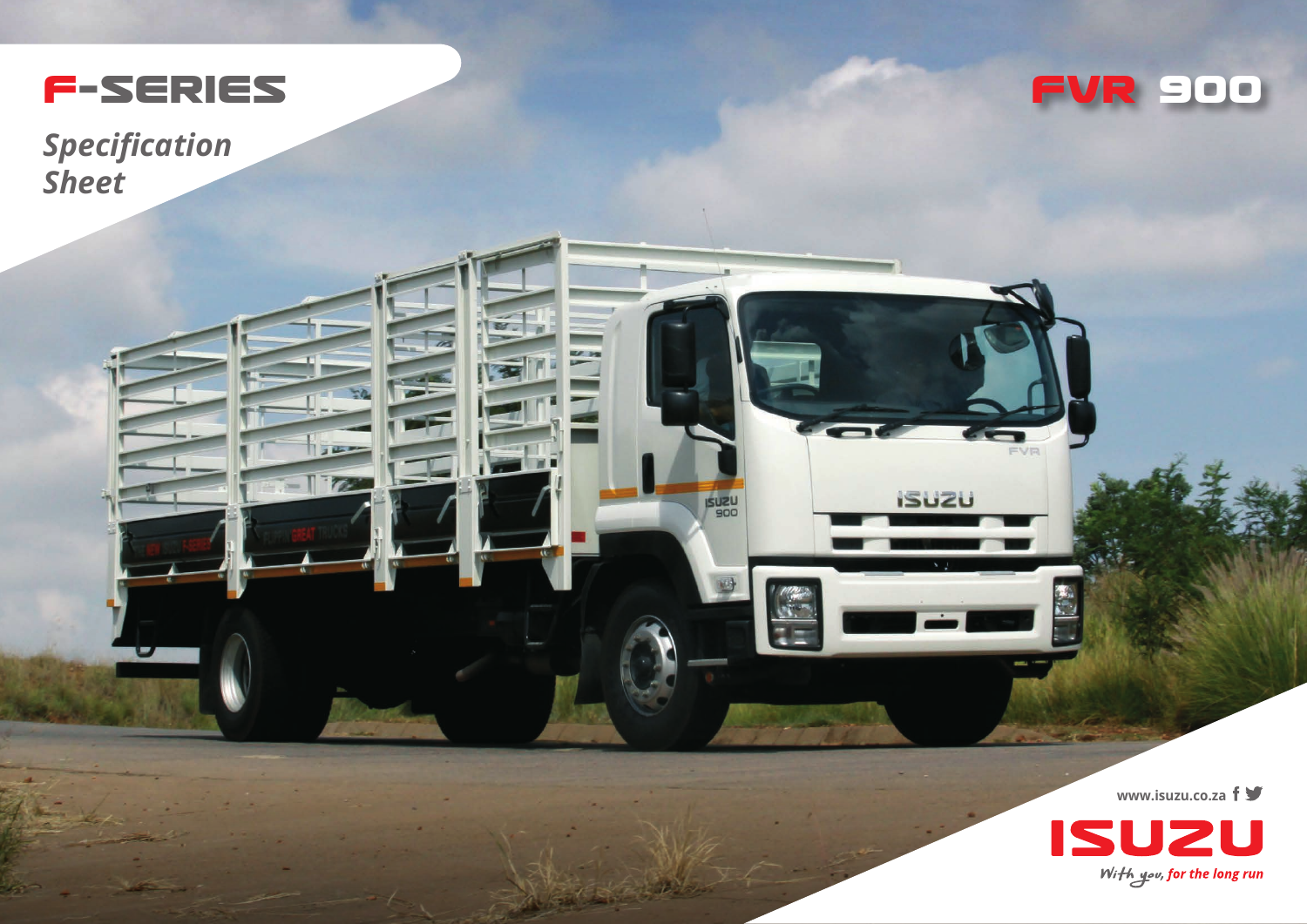# F-SERIES

*Specification Sheet*

# FVR 900

www.isuzu.co.za

ISUZU

*With you, for the long run*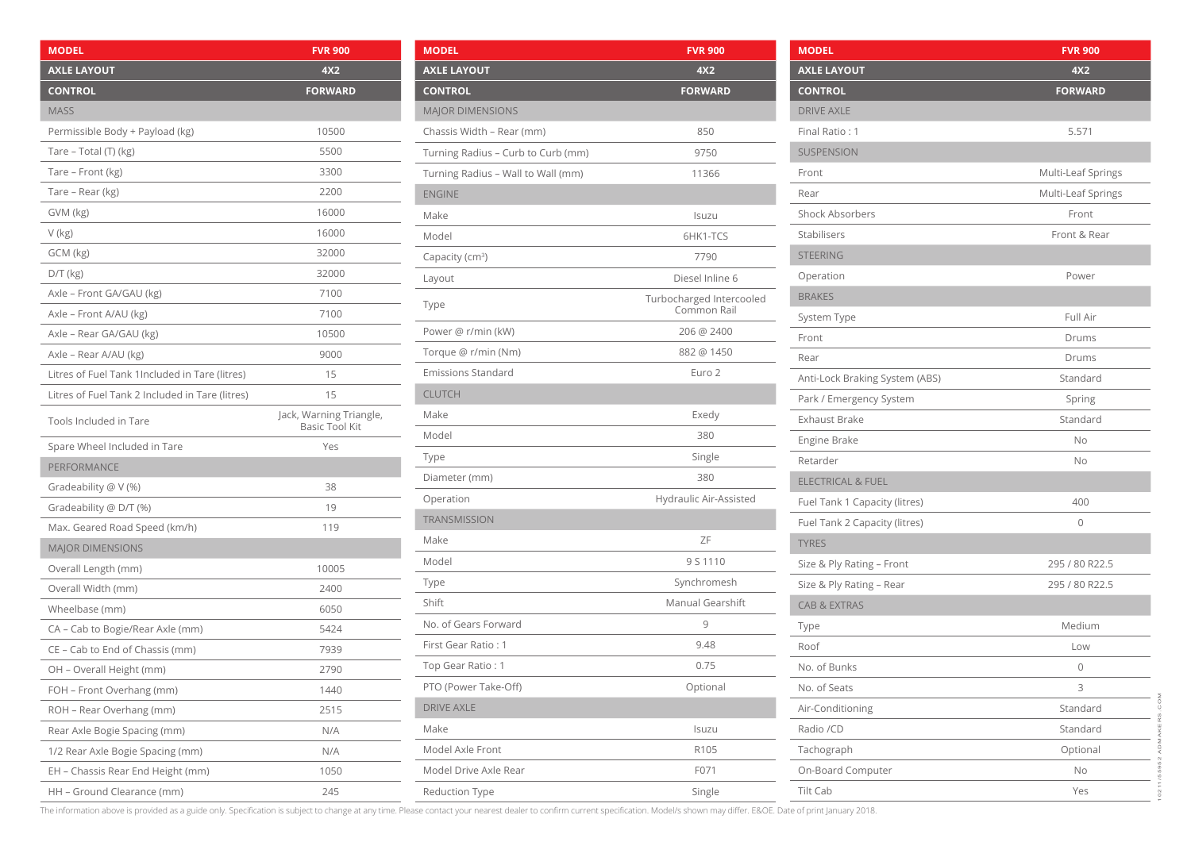| MODEL | FVR 900 |
|---|---|
| **AXLE LAYOUT** | **4X2** |
| **CONTROL** | **FORWARD** |
| MASS | |
| Permissible Body + Payload (kg) | 10500 |
| Tare – Total (T) (kg) | 5500 |
| Tare – Front (kg) | 3300 |
| Tare – Rear (kg) | 2200 |
| GVM (kg) | 16000 |
| V (kg) | 16000 |
| GCM (kg) | 32000 |
| D/T (kg) | 32000 |
| Axle – Front GA/GAU (kg) | 7100 |
| Axle – Front A/AU (kg) | 7100 |
| Axle – Rear GA/GAU (kg) | 10500 |
| Axle – Rear A/AU (kg) | 9000 |
| Litres of Fuel Tank 1Included in Tare (litres) | 15 |
| Litres of Fuel Tank 2 Included in Tare (litres) | 15 |
| Tools Included in Tare | Jack, Warning Triangle, Basic Tool Kit |
| Spare Wheel Included in Tare | Yes |
| PERFORMANCE | |
| Gradeability @ V (%) | 38 |
| Gradeability @ D/T (%) | 19 |
| Max. Geared Road Speed (km/h) | 119 |
| MAJOR DIMENSIONS | |
| Overall Length (mm) | 10005 |
| Overall Width (mm) | 2400 |
| Wheelbase (mm) | 6050 |
| CA – Cab to Bogie/Rear Axle (mm) | 5424 |
| CE – Cab to End of Chassis (mm) | 7939 |
| OH – Overall Height (mm) | 2790 |
| FOH – Front Overhang (mm) | 1440 |
| ROH – Rear Overhang (mm) | 2515 |
| Rear Axle Bogie Spacing (mm) | N/A |
| 1/2 Rear Axle Bogie Spacing (mm) | N/A |
| EH – Chassis Rear End Height (mm) | 1050 |
| HH – Ground Clearance (mm) | 245 |

| MODEL | FVR 900 |
|---|---|
| **AXLE LAYOUT** | **4X2** |
| **CONTROL** | **FORWARD** |
| MAJOR DIMENSIONS | |
| Chassis Width – Rear (mm) | 850 |
| Turning Radius – Curb to Curb (mm) | 9750 |
| Turning Radius – Wall to Wall (mm) | 11366 |
| ENGINE | |
| Make | Isuzu |
| Model | 6HK1-TCS |
| Capacity (cm³) | 7790 |
| Layout | Diesel Inline 6 |
| Type | Turbocharged Intercooled Common Rail |
| Power @ r/min (kW) | 206 @ 2400 |
| Torque @ r/min (Nm) | 882 @ 1450 |
| Emissions Standard | Euro 2 |
| CLUTCH | |
| Make | Exedy |
| Model | 380 |
| Type | Single |
| Diameter (mm) | 380 |
| Operation | Hydraulic Air-Assisted |
| TRANSMISSION | |
| Make | ZF |
| Model | 9 S 1110 |
| Type | Synchromesh |
| Shift | Manual Gearshift |
| No. of Gears Forward | 9 |
| First Gear Ratio : 1 | 9.48 |
| Top Gear Ratio : 1 | 0.75 |
| PTO (Power Take-Off) | Optional |
| DRIVE AXLE | |
| Make | Isuzu |
| Model Axle Front | R105 |
| Model Drive Axle Rear | F071 |
| Reduction Type | Single |

| MODEL | FVR 900 |
|---|---|
| **AXLE LAYOUT** | **4X2** |
| **CONTROL** | **FORWARD** |
| DRIVE AXLE | |
| Final Ratio : 1 | 5.571 |
| SUSPENSION | |
| Front | Multi-Leaf Springs |
| Rear | Multi-Leaf Springs |
| Shock Absorbers | Front |
| Stabilisers | Front & Rear |
| STEERING | |
| Operation | Power |
| BRAKES | |
| System Type | Full Air |
| Front | Drums |
| Rear | Drums |
| Anti-Lock Braking System (ABS) | Standard |
| Park / Emergency System | Spring |
| Exhaust Brake | Standard |
| Engine Brake | No |
| Retarder | No |
| ELECTRICAL & FUEL | |
| Fuel Tank 1 Capacity (litres) | 400 |
| Fuel Tank 2 Capacity (litres) | 0 |
| TYRES | |
| Size & Ply Rating – Front | 295 / 80 R22.5 |
| Size & Ply Rating – Rear | 295 / 80 R22.5 |
| CAB & EXTRAS | |
| Type | Medium |
| Roof | Low |
| No. of Bunks | 0 |
| No. of Seats | 3 |
| Air-Conditioning | Standard |
| Radio /CD | Standard |
| Tachograph | Optional |
| On-Board Computer | No |
| Tilt Cab | Yes |

The information above is provided as a guide only. Specification is subject to change at any time. Please contact your nearest dealer to confirm current specification. Model/s shown may differ. E&OE. Date of print January 2018.

10211/55962 ADMAKERS.COM